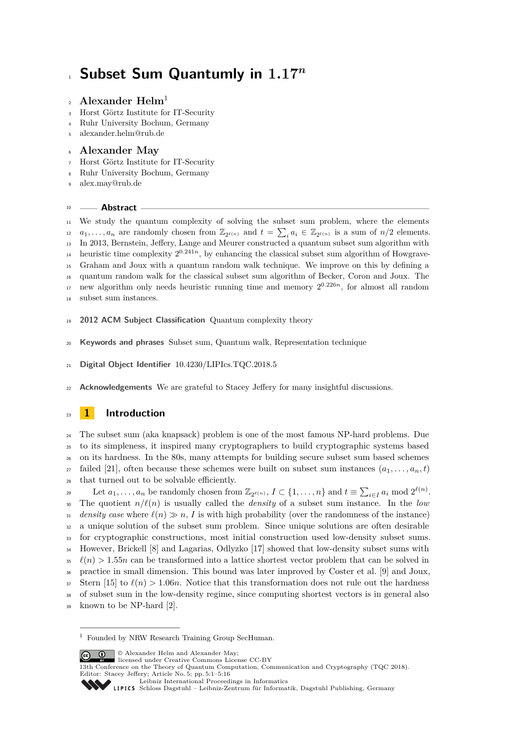# Subset Sum Quantumly in $1.17^n$

## Alexander Helm[1]

Horst Görtz Institute for IT-Security
Ruhr University Bochum, Germany
alexander.helm@rub.de

## Alexander May

Horst Görtz Institute for IT-Security
Ruhr University Bochum, Germany
alex.may@rub.de

### Abstract

We study the quantum complexity of solving the subset sum problem, where the elements $a_1, \ldots, a_n$ are randomly chosen from $\mathbb{Z}_{2^{\ell(n)}}$ and $t = \sum_i a_i \in \mathbb{Z}_{2^{\ell(n)}}$ is a sum of $n/2$ elements. In 2013, Bernstein, Jeffery, Lange and Meurer constructed a quantum subset sum algorithm with heuristic time complexity $2^{0.241n}$, by enhancing the classical subset sum algorithm of Howgrave-Graham and Joux with a quantum random walk technique. We improve on this by defining a quantum random walk for the classical subset sum algorithm of Becker, Coron and Joux. The new algorithm only needs heuristic running time and memory $2^{0.226n}$, for almost all random subset sum instances.

**2012 ACM Subject Classification** Quantum complexity theory

**Keywords and phrases** Subset sum, Quantum walk, Representation technique

**Digital Object Identifier** 10.4230/LIPIcs.TQC.2018.5

**Acknowledgements** We are grateful to Stacey Jeffery for many insightful discussions.

## 1 Introduction

The subset sum (aka knapsack) problem is one of the most famous NP-hard problems. Due to its simpleness, it inspired many cryptographers to build cryptographic systems based on its hardness. In the 80s, many attempts for building secure subset sum based schemes failed [21], often because these schemes were built on subset sum instances $(a_1, \ldots, a_n, t)$ that turned out to be solvable efficiently.

Let $a_1, \ldots, a_n$ be randomly chosen from $\mathbb{Z}_{2^{\ell(n)}}$, $I \subset \{1, \ldots, n\}$ and $t \equiv \sum_{i \in I} a_i \bmod 2^{\ell(n)}$. The quotient $n/\ell(n)$ is usually called the *density* of a subset sum instance. In the *low density case* where $\ell(n) \gg n$, $I$ is with high probability (over the randomness of the instance) a unique solution of the subset sum problem. Since unique solutions are often desirable for cryptographic constructions, most initial construction used low-density subset sums. However, Brickell [8] and Lagarias, Odlyzko [17] showed that low-density subset sums with $\ell(n) > 1.55n$ can be transformed into a lattice shortest vector problem that can be solved in practice in small dimension. This bound was later improved by Coster et al. [9] and Joux, Stern [15] to $\ell(n) > 1.06n$. Notice that this transformation does not rule out the hardness of subset sum in the low-density regime, since computing shortest vectors is in general also known to be NP-hard [2].

[1] Founded by NRW Research Training Group SecHuman.

© Alexander Helm and Alexander May;
licensed under Creative Commons License CC-BY
13th Conference on the Theory of Quantum Computation, Communication and Cryptography (TQC 2018).
Editor: Stacey Jeffery; Article No. 5; pp. 5:1–5:16
Leibniz International Proceedings in Informatics
Schloss Dagstuhl – Leibniz-Zentrum für Informatik, Dagstuhl Publishing, Germany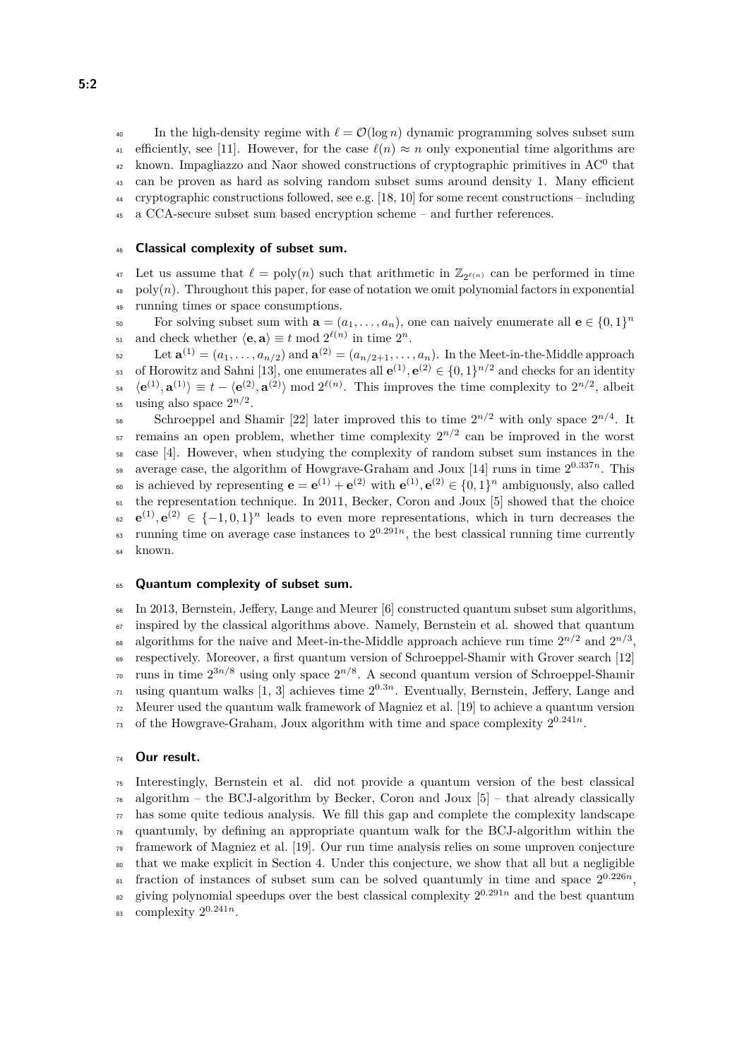In the high-density regime with $\ell = \mathcal{O}(\log n)$ dynamic programming solves subset sum efficiently, see [11]. However, for the case $\ell(n) \approx n$ only exponential time algorithms are known. Impagliazzo and Naor showed constructions of cryptographic primitives in $\mathrm{AC}^0$ that can be proven as hard as solving random subset sums around density 1. Many efficient cryptographic constructions followed, see e.g. [18, 10] for some recent constructions – including a CCA-secure subset sum based encryption scheme – and further references.

## Classical complexity of subset sum.

Let us assume that $\ell = \mathrm{poly}(n)$ such that arithmetic in $\mathbb{Z}_{2^{\ell(n)}}$ can be performed in time $\mathrm{poly}(n)$. Throughout this paper, for ease of notation we omit polynomial factors in exponential running times or space consumptions.

For solving subset sum with $\mathbf{a} = (a_1, \ldots, a_n)$, one can naively enumerate all $\mathbf{e} \in \{0,1\}^n$ and check whether $\langle \mathbf{e}, \mathbf{a} \rangle \equiv t \bmod 2^{\ell(n)}$ in time $2^n$.

Let $\mathbf{a}^{(1)} = (a_1, \ldots, a_{n/2})$ and $\mathbf{a}^{(2)} = (a_{n/2+1}, \ldots, a_n)$. In the Meet-in-the-Middle approach of Horowitz and Sahni [13], one enumerates all $\mathbf{e}^{(1)}, \mathbf{e}^{(2)} \in \{0,1\}^{n/2}$ and checks for an identity $\langle \mathbf{e}^{(1)}, \mathbf{a}^{(1)} \rangle \equiv t - \langle \mathbf{e}^{(2)}, \mathbf{a}^{(2)} \rangle \bmod 2^{\ell(n)}$. This improves the time complexity to $2^{n/2}$, albeit using also space $2^{n/2}$.

Schroeppel and Shamir [22] later improved this to time $2^{n/2}$ with only space $2^{n/4}$. It remains an open problem, whether time complexity $2^{n/2}$ can be improved in the worst case [4]. However, when studying the complexity of random subset sum instances in the average case, the algorithm of Howgrave-Graham and Joux [14] runs in time $2^{0.337n}$. This is achieved by representing $\mathbf{e} = \mathbf{e}^{(1)} + \mathbf{e}^{(2)}$ with $\mathbf{e}^{(1)}, \mathbf{e}^{(2)} \in \{0,1\}^n$ ambiguously, also called the representation technique. In 2011, Becker, Coron and Joux [5] showed that the choice $\mathbf{e}^{(1)}, \mathbf{e}^{(2)} \in \{-1,0,1\}^n$ leads to even more representations, which in turn decreases the running time on average case instances to $2^{0.291n}$, the best classical running time currently known.

## Quantum complexity of subset sum.

In 2013, Bernstein, Jeffery, Lange and Meurer [6] constructed quantum subset sum algorithms, inspired by the classical algorithms above. Namely, Bernstein et al. showed that quantum algorithms for the naive and Meet-in-the-Middle approach achieve run time $2^{n/2}$ and $2^{n/3}$, respectively. Moreover, a first quantum version of Schroeppel-Shamir with Grover search [12] runs in time $2^{3n/8}$ using only space $2^{n/8}$. A second quantum version of Schroeppel-Shamir using quantum walks [1, 3] achieves time $2^{0.3n}$. Eventually, Bernstein, Jeffery, Lange and Meurer used the quantum walk framework of Magniez et al. [19] to achieve a quantum version of the Howgrave-Graham, Joux algorithm with time and space complexity $2^{0.241n}$.

## Our result.

Interestingly, Bernstein et al. did not provide a quantum version of the best classical algorithm – the BCJ-algorithm by Becker, Coron and Joux [5] – that already classically has some quite tedious analysis. We fill this gap and complete the complexity landscape quantumly, by defining an appropriate quantum walk for the BCJ-algorithm within the framework of Magniez et al. [19]. Our run time analysis relies on some unproven conjecture that we make explicit in Section 4. Under this conjecture, we show that all but a negligible fraction of instances of subset sum can be solved quantumly in time and space $2^{0.226n}$, giving polynomial speedups over the best classical complexity $2^{0.291n}$ and the best quantum complexity $2^{0.241n}$.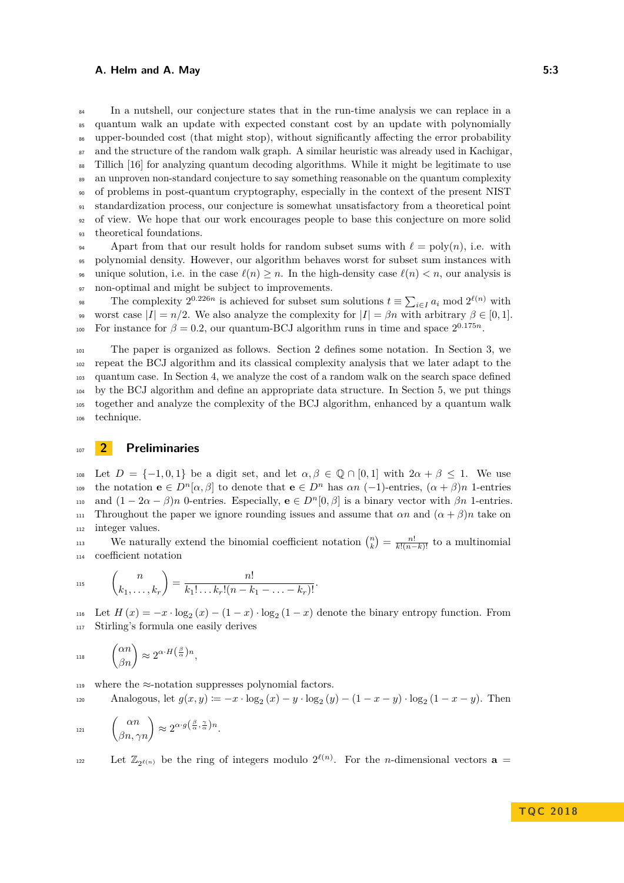In a nutshell, our conjecture states that in the run-time analysis we can replace in a quantum walk an update with expected constant cost by an update with polynomially upper-bounded cost (that might stop), without significantly affecting the error probability and the structure of the random walk graph. A similar heuristic was already used in Kachigar, Tillich [16] for analyzing quantum decoding algorithms. While it might be legitimate to use an unproven non-standard conjecture to say something reasonable on the quantum complexity of problems in post-quantum cryptography, especially in the context of the present NIST standardization process, our conjecture is somewhat unsatisfactory from a theoretical point of view. We hope that our work encourages people to base this conjecture on more solid theoretical foundations.

Apart from that our result holds for random subset sums with $\ell = \text{poly}(n)$, i.e. with polynomial density. However, our algorithm behaves worst for subset sum instances with unique solution, i.e. in the case $\ell(n) \geq n$. In the high-density case $\ell(n) < n$, our analysis is non-optimal and might be subject to improvements.

The complexity $2^{0.226n}$ is achieved for subset sum solutions $t \equiv \sum_{i \in I} a_i \bmod 2^{\ell(n)}$ with worst case $|I| = n/2$. We also analyze the complexity for $|I| = \beta n$ with arbitrary $\beta \in [0, 1]$. For instance for $\beta = 0.2$, our quantum-BCJ algorithm runs in time and space $2^{0.175n}$.

The paper is organized as follows. Section 2 defines some notation. In Section 3, we repeat the BCJ algorithm and its classical complexity analysis that we later adapt to the quantum case. In Section 4, we analyze the cost of a random walk on the search space defined by the BCJ algorithm and define an appropriate data structure. In Section 5, we put things together and analyze the complexity of the BCJ algorithm, enhanced by a quantum walk technique.

## 2 Preliminaries

Let $D = \{-1, 0, 1\}$ be a digit set, and let $\alpha, \beta \in \mathbb{Q} \cap [0, 1]$ with $2\alpha + \beta \leq 1$. We use the notation $\mathbf{e} \in D^n[\alpha, \beta]$ to denote that $\mathbf{e} \in D^n$ has $\alpha n$ $(-1)$-entries, $(\alpha + \beta)n$ 1-entries and $(1 - 2\alpha - \beta)n$ 0-entries. Especially, $\mathbf{e} \in D^n[0, \beta]$ is a binary vector with $\beta n$ 1-entries. Throughout the paper we ignore rounding issues and assume that $\alpha n$ and $(\alpha + \beta)n$ take on integer values.

We naturally extend the binomial coefficient notation $\binom{n}{k} = \frac{n!}{k!(n-k)!}$ to a multinomial coefficient notation

$$\binom{n}{k_1, \ldots, k_r} = \frac{n!}{k_1! \ldots k_r!(n - k_1 - \ldots - k_r)!}.$$

Let $H(x) = -x \cdot \log_2(x) - (1 - x) \cdot \log_2(1 - x)$ denote the binary entropy function. From Stirling's formula one easily derives

$$\binom{\alpha n}{\beta n} \approx 2^{\alpha \cdot H\left(\frac{\beta}{\alpha}\right) n},$$

where the $\approx$-notation suppresses polynomial factors.

Analogous, let $g(x, y) := -x \cdot \log_2(x) - y \cdot \log_2(y) - (1 - x - y) \cdot \log_2(1 - x - y)$. Then

$$\binom{\alpha n}{\beta n, \gamma n} \approx 2^{\alpha \cdot g\left(\frac{\beta}{\alpha}, \frac{\gamma}{\alpha}\right) n}.$$

Let $\mathbb{Z}_{2^{\ell(n)}}$ be the ring of integers modulo $2^{\ell(n)}$. For the $n$-dimensional vectors $\mathbf{a} =$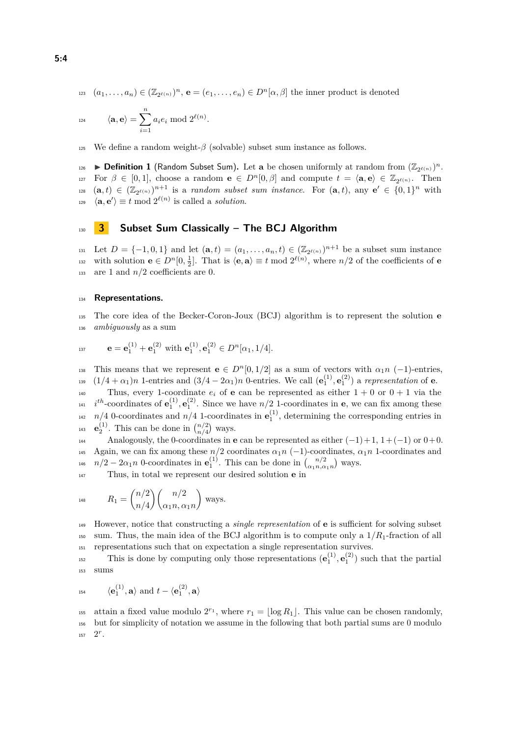$(a_1, \ldots, a_n) \in (\mathbb{Z}_{2^{\ell(n)}})^n$, $\mathbf{e} = (e_1, \ldots, e_n) \in D^n[\alpha, \beta]$ the inner product is denoted

$$\langle \mathbf{a}, \mathbf{e} \rangle = \sum_{i=1}^{n} a_i e_i \bmod 2^{\ell(n)}.$$

We define a random weight-$\beta$ (solvable) subset sum instance as follows.

▶ **Definition 1** (Random Subset Sum). Let $\mathbf{a}$ be chosen uniformly at random from $(\mathbb{Z}_{2^{\ell(n)}})^n$. For $\beta \in [0, 1]$, choose a random $\mathbf{e} \in D^n[0, \beta]$ and compute $t = \langle \mathbf{a}, \mathbf{e} \rangle \in \mathbb{Z}_{2^{\ell(n)}}$. Then $(\mathbf{a}, t) \in (\mathbb{Z}_{2^{\ell(n)}})^{n+1}$ is a *random subset sum instance*. For $(\mathbf{a}, t)$, any $\mathbf{e}' \in \{0, 1\}^n$ with $\langle \mathbf{a}, \mathbf{e}' \rangle \equiv t \bmod 2^{\ell(n)}$ is called a *solution*.

## 3 Subset Sum Classically – The BCJ Algorithm

Let $D = \{-1, 0, 1\}$ and let $(\mathbf{a}, t) = (a_1, \ldots, a_n, t) \in (\mathbb{Z}_{2^{\ell(n)}})^{n+1}$ be a subset sum instance with solution $\mathbf{e} \in D^n[0, \frac{1}{2}]$. That is $\langle \mathbf{e}, \mathbf{a} \rangle \equiv t \bmod 2^{\ell(n)}$, where $n/2$ of the coefficients of $\mathbf{e}$ are 1 and $n/2$ coefficients are 0.

### Representations.

The core idea of the Becker-Coron-Joux (BCJ) algorithm is to represent the solution $\mathbf{e}$ *ambiguously* as a sum

$$\mathbf{e} = \mathbf{e}_1^{(1)} + \mathbf{e}_1^{(2)} \text{ with } \mathbf{e}_1^{(1)}, \mathbf{e}_1^{(2)} \in D^n[\alpha_1, 1/4].$$

This means that we represent $\mathbf{e} \in D^n[0, 1/2]$ as a sum of vectors with $\alpha_1 n$ $(-1)$-entries, $(1/4 + \alpha_1)n$ 1-entries and $(3/4 - 2\alpha_1)n$ 0-entries. We call $(\mathbf{e}_1^{(1)}, \mathbf{e}_1^{(2)})$ a *representation* of $\mathbf{e}$.

Thus, every 1-coordinate $e_i$ of $\mathbf{e}$ can be represented as either $1 + 0$ or $0 + 1$ via the $i^{th}$-coordinates of $\mathbf{e}_1^{(1)}, \mathbf{e}_1^{(2)}$. Since we have $n/2$ 1-coordinates in $\mathbf{e}$, we can fix among these $n/4$ 0-coordinates and $n/4$ 1-coordinates in $\mathbf{e}_1^{(1)}$, determining the corresponding entries in $\mathbf{e}_2^{(1)}$. This can be done in $\binom{n/2}{n/4}$ ways.

Analogously, the 0-coordinates in $\mathbf{e}$ can be represented as either $(-1)+1$, $1+(-1)$ or $0+0$. Again, we can fix among these $n/2$ coordinates $\alpha_1 n$ $(-1)$-coordinates, $\alpha_1 n$ 1-coordinates and $n/2 - 2\alpha_1 n$ 0-coordinates in $\mathbf{e}_1^{(1)}$. This can be done in $\binom{n/2}{\alpha_1 n, \alpha_1 n}$ ways.

Thus, in total we represent our desired solution $\mathbf{e}$ in

$$R_1 = \binom{n/2}{n/4} \binom{n/2}{\alpha_1 n, \alpha_1 n} \text{ ways.}$$

However, notice that constructing a *single representation* of $\mathbf{e}$ is sufficient for solving subset sum. Thus, the main idea of the BCJ algorithm is to compute only a $1/R_1$-fraction of all representations such that on expectation a single representation survives.

This is done by computing only those representations $(\mathbf{e}_1^{(1)}, \mathbf{e}_1^{(2)})$ such that the partial sums

$$\langle \mathbf{e}_1^{(1)}, \mathbf{a} \rangle \text{ and } t - \langle \mathbf{e}_1^{(2)}, \mathbf{a} \rangle$$

attain a fixed value modulo $2^{r_1}$, where $r_1 = \lfloor \log R_1 \rfloor$. This value can be chosen randomly, but for simplicity of notation we assume in the following that both partial sums are 0 modulo $2^r$.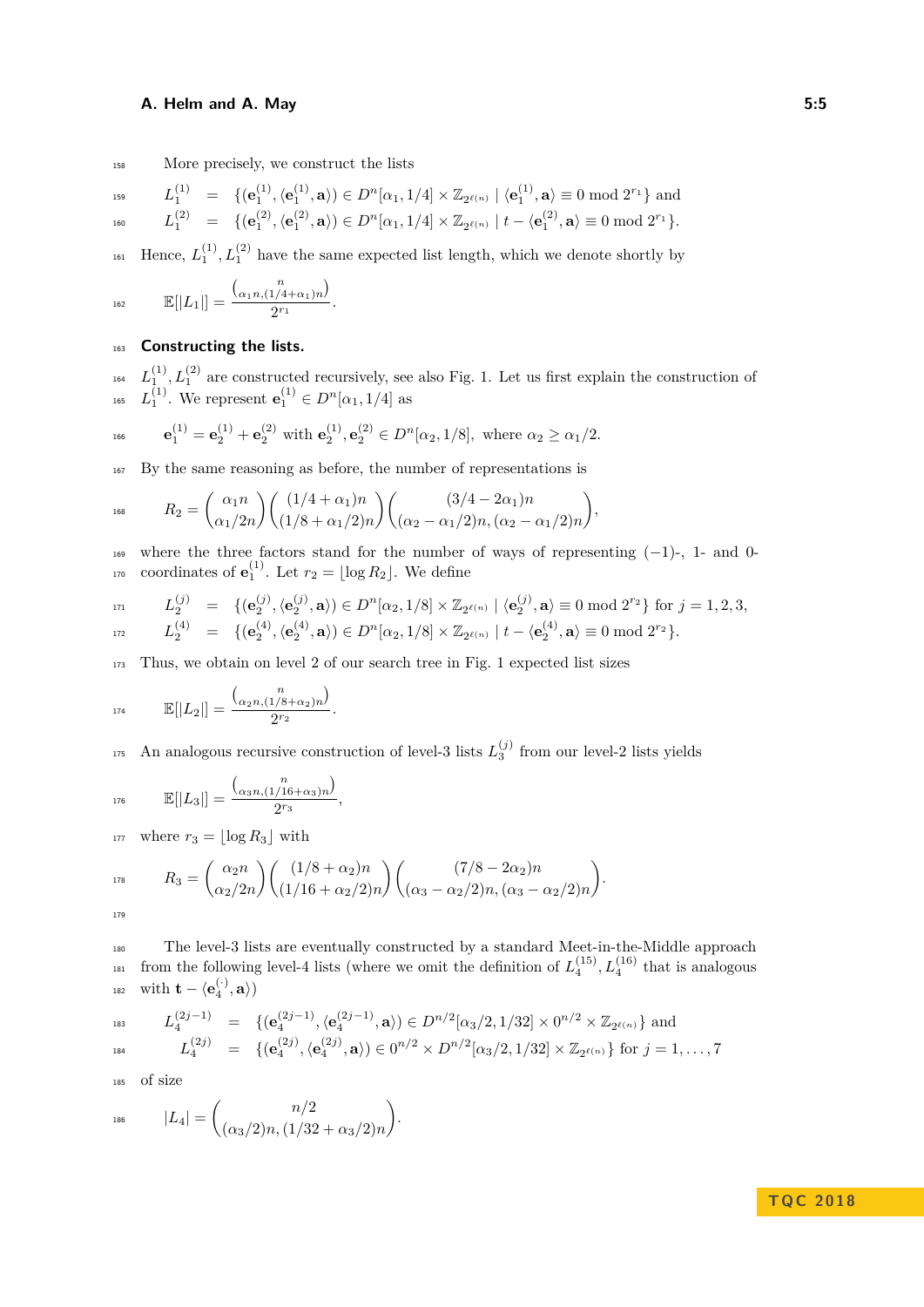More precisely, we construct the lists

$$
\begin{aligned}
L_1^{(1)} &= \{(\mathbf{e}_1^{(1)}, \langle \mathbf{e}_1^{(1)}, \mathbf{a}\rangle) \in D^n[\alpha_1, 1/4] \times \mathbb{Z}_{2^{\ell(n)}} \mid \langle \mathbf{e}_1^{(1)}, \mathbf{a}\rangle \equiv 0 \bmod 2^{r_1}\} \text{ and} \\
L_1^{(2)} &= \{(\mathbf{e}_1^{(2)}, \langle \mathbf{e}_1^{(2)}, \mathbf{a}\rangle) \in D^n[\alpha_1, 1/4] \times \mathbb{Z}_{2^{\ell(n)}} \mid t - \langle \mathbf{e}_1^{(2)}, \mathbf{a}\rangle \equiv 0 \bmod 2^{r_1}\}.
\end{aligned}
$$

Hence, $L_1^{(1)}, L_1^{(2)}$ have the same expected list length, which we denote shortly by

$$
\mathbb{E}[|L_1|] = \frac{\binom{n}{\alpha_1 n, (1/4+\alpha_1)n}}{2^{r_1}}.
$$

## Constructing the lists.

$L_1^{(1)}, L_1^{(2)}$ are constructed recursively, see also Fig. 1. Let us first explain the construction of $L_1^{(1)}$. We represent $\mathbf{e}_1^{(1)} \in D^n[\alpha_1, 1/4]$ as

$$
\mathbf{e}_1^{(1)} = \mathbf{e}_2^{(1)} + \mathbf{e}_2^{(2)} \text{ with } \mathbf{e}_2^{(1)}, \mathbf{e}_2^{(2)} \in D^n[\alpha_2, 1/8], \text{ where } \alpha_2 \geq \alpha_1/2.
$$

By the same reasoning as before, the number of representations is

$$
R_2 = \binom{\alpha_1 n}{\alpha_1/2 n}\binom{(1/4+\alpha_1)n}{(1/8+\alpha_1/2)n}\binom{(3/4-2\alpha_1)n}{(\alpha_2-\alpha_1/2)n, (\alpha_2-\alpha_1/2)n},
$$

where the three factors stand for the number of ways of representing $(-1)$-, 1- and 0-coordinates of $\mathbf{e}_1^{(1)}$. Let $r_2 = \lfloor \log R_2 \rfloor$. We define

$$
\begin{aligned}
L_2^{(j)} &= \{(\mathbf{e}_2^{(j)}, \langle \mathbf{e}_2^{(j)}, \mathbf{a}\rangle) \in D^n[\alpha_2, 1/8] \times \mathbb{Z}_{2^{\ell(n)}} \mid \langle \mathbf{e}_2^{(j)}, \mathbf{a}\rangle \equiv 0 \bmod 2^{r_2}\} \text{ for } j = 1, 2, 3, \\
L_2^{(4)} &= \{(\mathbf{e}_2^{(4)}, \langle \mathbf{e}_2^{(4)}, \mathbf{a}\rangle) \in D^n[\alpha_2, 1/8] \times \mathbb{Z}_{2^{\ell(n)}} \mid t - \langle \mathbf{e}_2^{(4)}, \mathbf{a}\rangle \equiv 0 \bmod 2^{r_2}\}.
\end{aligned}
$$

Thus, we obtain on level 2 of our search tree in Fig. 1 expected list sizes

$$
\mathbb{E}[|L_2|] = \frac{\binom{n}{\alpha_2 n, (1/8+\alpha_2)n}}{2^{r_2}}.
$$

An analogous recursive construction of level-3 lists $L_3^{(j)}$ from our level-2 lists yields

$$
\mathbb{E}[|L_3|] = \frac{\binom{n}{\alpha_3 n, (1/16+\alpha_3)n}}{2^{r_3}},
$$

where $r_3 = \lfloor \log R_3 \rfloor$ with

$$
R_3 = \binom{\alpha_2 n}{\alpha_2/2 n}\binom{(1/8+\alpha_2)n}{(1/16+\alpha_2/2)n}\binom{(7/8-2\alpha_2)n}{(\alpha_3-\alpha_2/2)n, (\alpha_3-\alpha_2/2)n}.
$$

The level-3 lists are eventually constructed by a standard Meet-in-the-Middle approach from the following level-4 lists (where we omit the definition of $L_4^{(15)}, L_4^{(16)}$ that is analogous with $\mathbf{t} - \langle \mathbf{e}_4^{(\cdot)}, \mathbf{a}\rangle$)

$$
\begin{aligned}
L_4^{(2j-1)} &= \{(\mathbf{e}_4^{(2j-1)}, \langle \mathbf{e}_4^{(2j-1)}, \mathbf{a}\rangle) \in D^{n/2}[\alpha_3/2, 1/32] \times 0^{n/2} \times \mathbb{Z}_{2^{\ell(n)}}\} \text{ and} \\
L_4^{(2j)} &= \{(\mathbf{e}_4^{(2j)}, \langle \mathbf{e}_4^{(2j)}, \mathbf{a}\rangle) \in 0^{n/2} \times D^{n/2}[\alpha_3/2, 1/32] \times \mathbb{Z}_{2^{\ell(n)}}\} \text{ for } j = 1, \ldots, 7
\end{aligned}
$$

of size

$$
|L_4| = \binom{n/2}{(\alpha_3/2)n, (1/32+\alpha_3/2)n}.
$$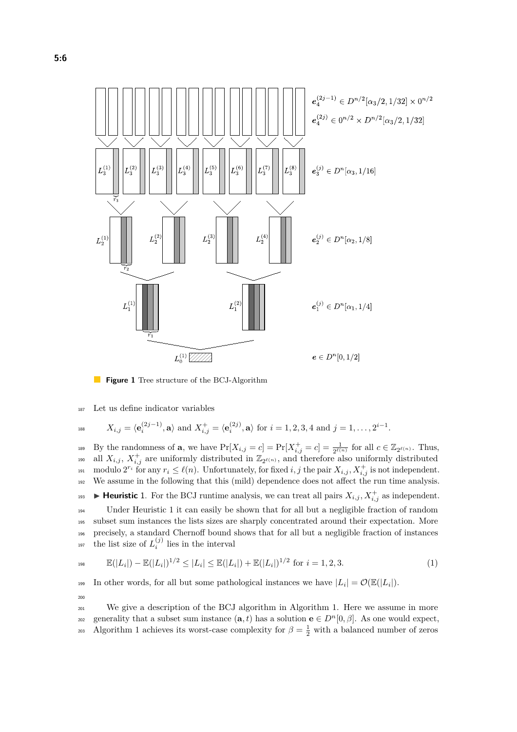$e_4^{(2j-1)} \in D^{n/2}[\alpha_3/2, 1/32] \times 0^{n/2}$

$e_4^{(2j)} \in 0^{n/2} \times D^{n/2}[\alpha_3/2, 1/32]$

$e_3^{(j)} \in D^n[\alpha_3, 1/16]$

$e_2^{(j)} \in D^n[\alpha_2, 1/8]$

$e_1^{(j)} \in D^n[\alpha_1, 1/4]$

$e \in D^n[0, 1/2]$

**Figure 1** Tree structure of the BCJ-Algorithm

Let us define indicator variables

$$X_{i,j} = \langle \mathbf{e}_i^{(2j-1)}, \mathbf{a} \rangle \text{ and } X_{i,j}^+ = \langle \mathbf{e}_i^{(2j)}, \mathbf{a} \rangle \text{ for } i = 1, 2, 3, 4 \text{ and } j = 1, \ldots, 2^{i-1}.$$

By the randomness of $\mathbf{a}$, we have $\Pr[X_{i,j} = c] = \Pr[X_{i,j}^+ = c] = \frac{1}{2^{\ell(n)}}$ for all $c \in \mathbb{Z}_{2^{\ell(n)}}$. Thus, all $X_{i,j}$, $X_{i,j}^+$ are uniformly distributed in $\mathbb{Z}_{2^{\ell(n)}}$, and therefore also uniformly distributed modulo $2^{r_i}$ for any $r_i \leq \ell(n)$. Unfortunately, for fixed $i, j$ the pair $X_{i,j}, X_{i,j}^+$ is not independent. We assume in the following that this (mild) dependence does not affect the run time analysis.

▶ **Heuristic 1.** For the BCJ runtime analysis, we can treat all pairs $X_{i,j}, X_{i,j}^+$ as independent.

Under Heuristic 1 it can easily be shown that for all but a negligible fraction of random subset sum instances the lists sizes are sharply concentrated around their expectation. More precisely, a standard Chernoff bound shows that for all but a negligible fraction of instances the list size of $L_i^{(j)}$ lies in the interval

$$\mathbb{E}(|L_i|) - \mathbb{E}(|L_i|)^{1/2} \leq |L_i| \leq \mathbb{E}(|L_i|) + \mathbb{E}(|L_i|)^{1/2} \text{ for } i = 1, 2, 3. \tag{1}$$

In other words, for all but some pathological instances we have $|L_i| = \mathcal{O}(\mathbb{E}(|L_i|)$.

We give a description of the BCJ algorithm in Algorithm 1. Here we assume in more generality that a subset sum instance $(\mathbf{a}, t)$ has a solution $\mathbf{e} \in D^n[0, \beta]$. As one would expect, Algorithm 1 achieves its worst-case complexity for $\beta = \frac{1}{2}$ with a balanced number of zeros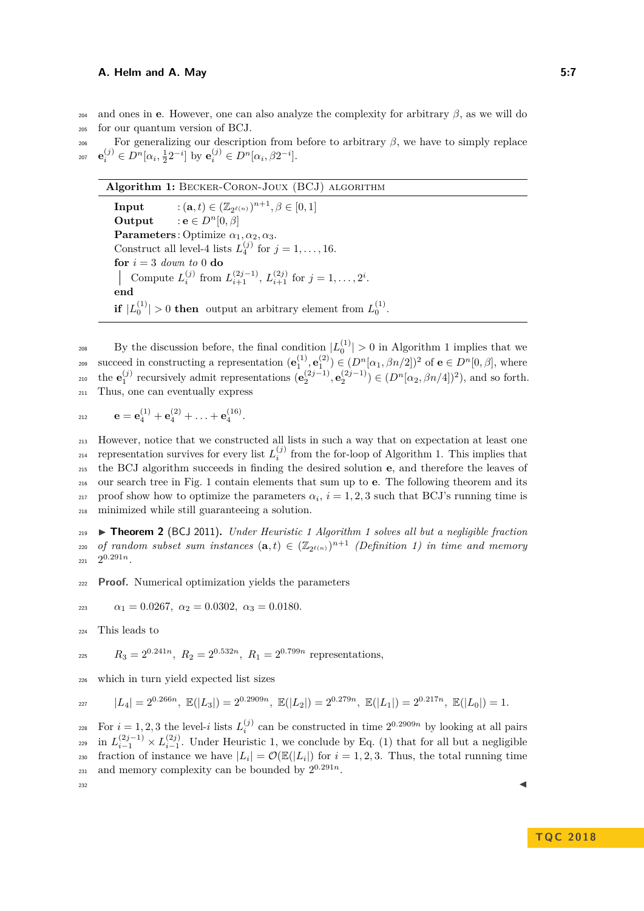and ones in $\mathbf{e}$. However, one can also analyze the complexity for arbitrary $\beta$, as we will do for our quantum version of BCJ.

For generalizing our description from before to arbitrary $\beta$, we have to simply replace $\mathbf{e}_i^{(j)} \in D^n[\alpha_i, \frac{1}{2}2^{-i}]$ by $\mathbf{e}_i^{(j)} \in D^n[\alpha_i, \beta 2^{-i}]$.

---

**Algorithm 1:** Becker-Coron-Joux (BCJ) algorithm

**Input** : $(\mathbf{a}, t) \in (\mathbb{Z}_{2^{\ell(n)}})^{n+1}, \beta \in [0, 1]$
**Output** : $\mathbf{e} \in D^n[0, \beta]$
**Parameters** : Optimize $\alpha_1, \alpha_2, \alpha_3$.

Construct all level-4 lists $L_4^{(j)}$ for $j = 1, \ldots, 16$.
**for** $i = 3$ *down to* $0$ **do**
  Compute $L_i^{(j)}$ from $L_{i+1}^{(2j-1)}$, $L_{i+1}^{(2j)}$ for $j = 1, \ldots, 2^i$.
**end**
**if** $|L_0^{(1)}| > 0$ **then** output an arbitrary element from $L_0^{(1)}$.

---

By the discussion before, the final condition $|L_0^{(1)}| > 0$ in Algorithm 1 implies that we succeed in constructing a representation $(\mathbf{e}_1^{(1)}, \mathbf{e}_1^{(2)}) \in (D^n[\alpha_1, \beta n/2])^2$ of $\mathbf{e} \in D^n[0, \beta]$, where the $\mathbf{e}_1^{(j)}$ recursively admit representations $(\mathbf{e}_2^{(2j-1)}, \mathbf{e}_2^{(2j-1)}) \in (D^n[\alpha_2, \beta n/4])^2)$, and so forth. Thus, one can eventually express

$$\mathbf{e} = \mathbf{e}_4^{(1)} + \mathbf{e}_4^{(2)} + \ldots + \mathbf{e}_4^{(16)}.$$

However, notice that we constructed all lists in such a way that on expectation at least one representation survives for every list $L_i^{(j)}$ from the for-loop of Algorithm 1. This implies that the BCJ algorithm succeeds in finding the desired solution $\mathbf{e}$, and therefore the leaves of our search tree in Fig. 1 contain elements that sum up to $\mathbf{e}$. The following theorem and its proof show how to optimize the parameters $\alpha_i$, $i = 1, 2, 3$ such that BCJ's running time is minimized while still guaranteeing a solution.

▶ **Theorem 2** (BCJ 2011). *Under Heuristic 1 Algorithm 1 solves all but a negligible fraction of random subset sum instances $(\mathbf{a}, t) \in (\mathbb{Z}_{2^{\ell(n)}})^{n+1}$ (Definition 1) in time and memory $2^{0.291n}$.*

**Proof.** Numerical optimization yields the parameters

$$\alpha_1 = 0.0267,\ \alpha_2 = 0.0302,\ \alpha_3 = 0.0180.$$

This leads to

$$R_3 = 2^{0.241n},\ R_2 = 2^{0.532n},\ R_1 = 2^{0.799n} \text{ representations,}$$

which in turn yield expected list sizes

$$|L_4| = 2^{0.266n},\ \mathbb{E}(|L_3|) = 2^{0.2909n},\ \mathbb{E}(|L_2|) = 2^{0.279n},\ \mathbb{E}(|L_1|) = 2^{0.217n},\ \mathbb{E}(|L_0|) = 1.$$

For $i = 1, 2, 3$ the level-$i$ lists $L_i^{(j)}$ can be constructed in time $2^{0.2909n}$ by looking at all pairs in $L_{i-1}^{(2j-1)} \times L_{i-1}^{(2j)}$. Under Heuristic 1, we conclude by Eq. (1) that for all but a negligible fraction of instance we have $|L_i| = \mathcal{O}(\mathbb{E}(|L_i|)$ for $i = 1, 2, 3$. Thus, the total running time and memory complexity can be bounded by $2^{0.291n}$. ◀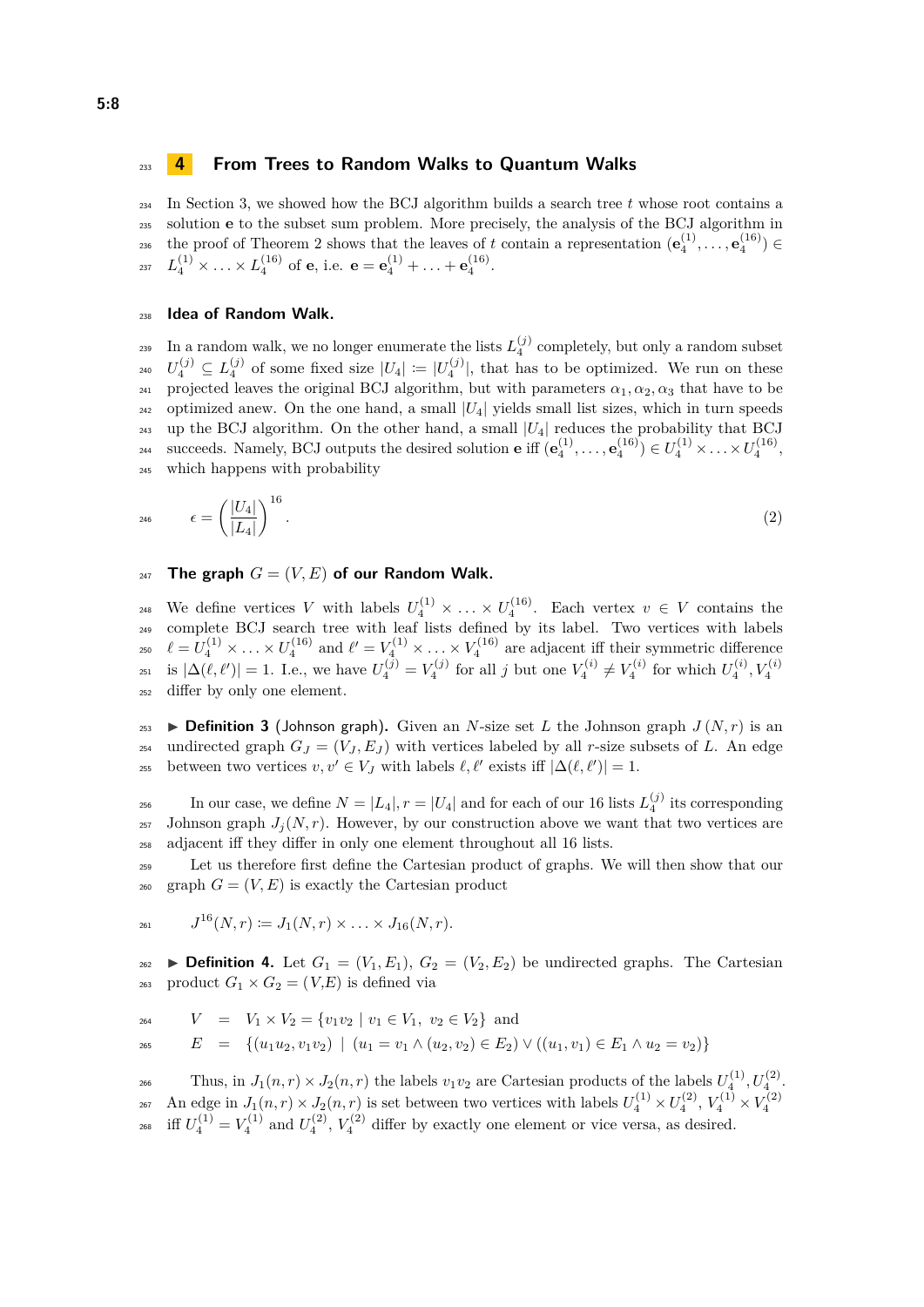## 4 From Trees to Random Walks to Quantum Walks

In Section 3, we showed how the BCJ algorithm builds a search tree $t$ whose root contains a solution $\mathbf{e}$ to the subset sum problem. More precisely, the analysis of the BCJ algorithm in the proof of Theorem 2 shows that the leaves of $t$ contain a representation $(\mathbf{e}_4^{(1)}, \ldots, \mathbf{e}_4^{(16)}) \in L_4^{(1)} \times \ldots \times L_4^{(16)}$ of $\mathbf{e}$, i.e. $\mathbf{e} = \mathbf{e}_4^{(1)} + \ldots + \mathbf{e}_4^{(16)}$.

### Idea of Random Walk.

In a random walk, we no longer enumerate the lists $L_4^{(j)}$ completely, but only a random subset $U_4^{(j)} \subseteq L_4^{(j)}$ of some fixed size $|U_4| \coloneqq |U_4^{(j)}|$, that has to be optimized. We run on these projected leaves the original BCJ algorithm, but with parameters $\alpha_1, \alpha_2, \alpha_3$ that have to be optimized anew. On the one hand, a small $|U_4|$ yields small list sizes, which in turn speeds up the BCJ algorithm. On the other hand, a small $|U_4|$ reduces the probability that BCJ succeeds. Namely, BCJ outputs the desired solution $\mathbf{e}$ iff $(\mathbf{e}_4^{(1)}, \ldots, \mathbf{e}_4^{(16)}) \in U_4^{(1)} \times \ldots \times U_4^{(16)}$, which happens with probability

$$\epsilon = \left( \frac{|U_4|}{|L_4|} \right)^{16}. \tag{2}$$

### The graph $G = (V, E)$ of our Random Walk.

We define vertices $V$ with labels $U_4^{(1)} \times \ldots \times U_4^{(16)}$. Each vertex $v \in V$ contains the complete BCJ search tree with leaf lists defined by its label. Two vertices with labels $\ell = U_4^{(1)} \times \ldots \times U_4^{(16)}$ and $\ell' = V_4^{(1)} \times \ldots \times V_4^{(16)}$ are adjacent iff their symmetric difference is $|\Delta(\ell, \ell')| = 1$. I.e., we have $U_4^{(j)} = V_4^{(j)}$ for all $j$ but one $V_4^{(i)} \neq V_4^{(i)}$ for which $U_4^{(i)}, V_4^{(i)}$ differ by only one element.

▶ **Definition 3** (Johnson graph)**.** Given an $N$-size set $L$ the Johnson graph $J(N, r)$ is an undirected graph $G_J = (V_J, E_J)$ with vertices labeled by all $r$-size subsets of $L$. An edge between two vertices $v, v' \in V_J$ with labels $\ell, \ell'$ exists iff $|\Delta(\ell, \ell')| = 1$.

In our case, we define $N = |L_4|, r = |U_4|$ and for each of our 16 lists $L_4^{(j)}$ its corresponding Johnson graph $J_j(N, r)$. However, by our construction above we want that two vertices are adjacent iff they differ in only one element throughout all 16 lists.

Let us therefore first define the Cartesian product of graphs. We will then show that our graph $G = (V, E)$ is exactly the Cartesian product

$$J^{16}(N, r) \coloneqq J_1(N, r) \times \ldots \times J_{16}(N, r).$$

▶ **Definition 4.** Let $G_1 = (V_1, E_1)$, $G_2 = (V_2, E_2)$ be undirected graphs. The Cartesian product $G_1 \times G_2 = (V, E)$ is defined via

$$\begin{aligned} V &= V_1 \times V_2 = \{v_1 v_2 \mid v_1 \in V_1,\ v_2 \in V_2\} \text{ and} \\ E &= \{(u_1 u_2, v_1 v_2) \mid (u_1 = v_1 \wedge (u_2, v_2) \in E_2) \vee ((u_1, v_1) \in E_1 \wedge u_2 = v_2)\} \end{aligned}$$

Thus, in $J_1(n, r) \times J_2(n, r)$ the labels $v_1 v_2$ are Cartesian products of the labels $U_4^{(1)}, U_4^{(2)}$. An edge in $J_1(n, r) \times J_2(n, r)$ is set between two vertices with labels $U_4^{(1)} \times U_4^{(2)}$, $V_4^{(1)} \times V_4^{(2)}$ iff $U_4^{(1)} = V_4^{(1)}$ and $U_4^{(2)}$, $V_4^{(2)}$ differ by exactly one element or vice versa, as desired.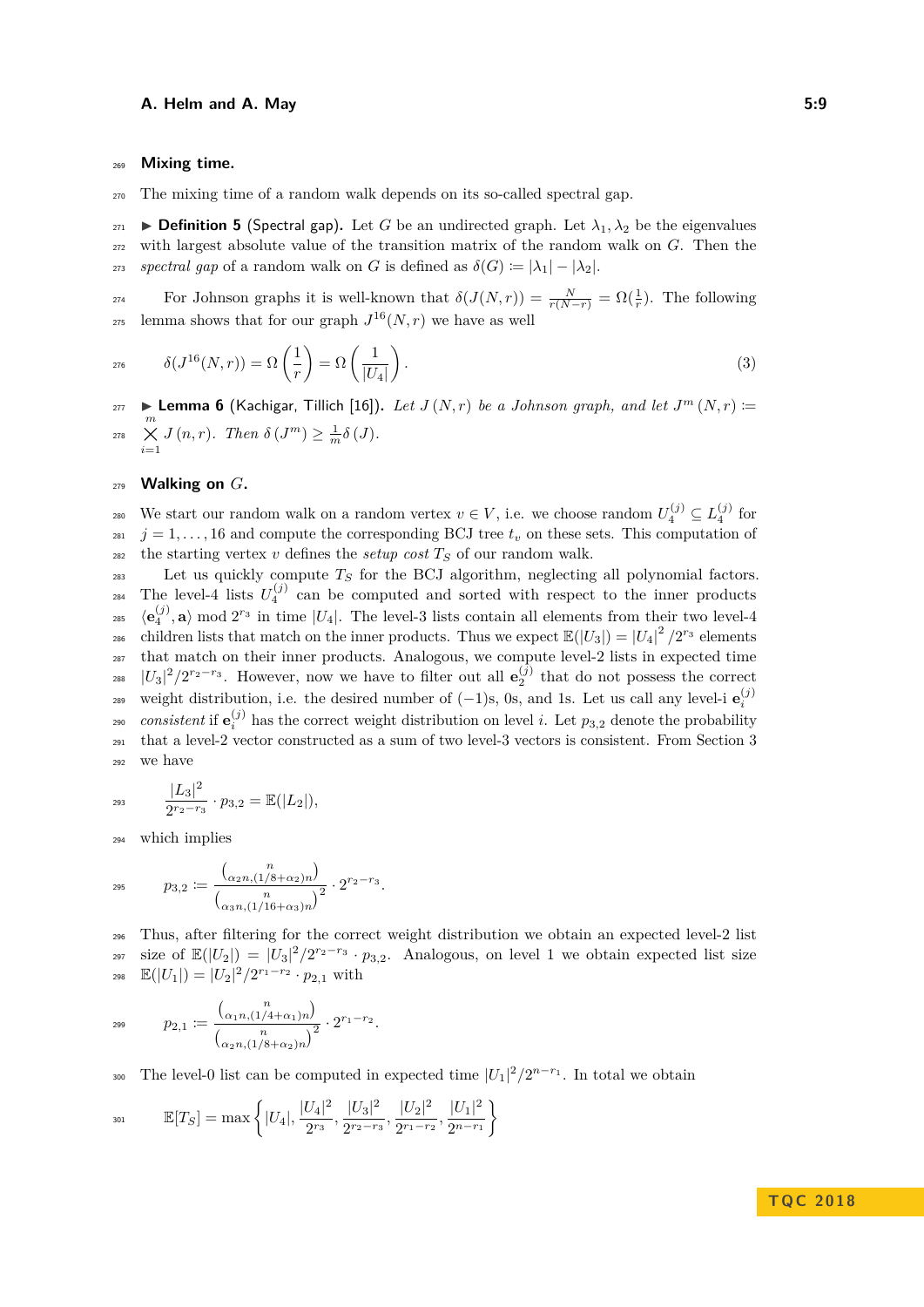### Mixing time.

The mixing time of a random walk depends on its so-called spectral gap.

▶ **Definition 5** (Spectral gap). Let $G$ be an undirected graph. Let $\lambda_1, \lambda_2$ be the eigenvalues with largest absolute value of the transition matrix of the random walk on $G$. Then the *spectral gap* of a random walk on $G$ is defined as $\delta(G) := |\lambda_1| - |\lambda_2|$.

For Johnson graphs it is well-known that $\delta(J(N,r)) = \frac{N}{r(N-r)} = \Omega(\frac{1}{r})$. The following lemma shows that for our graph $J^{16}(N,r)$ we have as well

$$\delta(J^{16}(N,r)) = \Omega\left(\frac{1}{r}\right) = \Omega\left(\frac{1}{|U_4|}\right). \tag{3}$$

▶ **Lemma 6** (Kachigar, Tillich [16]). *Let $J(N,r)$ be a Johnson graph, and let $J^m(N,r) := \bigtimes_{i=1}^{m} J(n,r)$. Then $\delta(J^m) \geq \frac{1}{m}\delta(J)$.*

### Walking on $G$.

We start our random walk on a random vertex $v \in V$, i.e. we choose random $U_4^{(j)} \subseteq L_4^{(j)}$ for $j = 1, \ldots, 16$ and compute the corresponding BCJ tree $t_v$ on these sets. This computation of the starting vertex $v$ defines the *setup cost* $T_S$ of our random walk.

Let us quickly compute $T_S$ for the BCJ algorithm, neglecting all polynomial factors. The level-4 lists $U_4^{(j)}$ can be computed and sorted with respect to the inner products $\langle \mathbf{e}_4^{(j)}, \mathbf{a} \rangle \bmod 2^{r_3}$ in time $|U_4|$. The level-3 lists contain all elements from their two level-4 children lists that match on the inner products. Thus we expect $\mathbb{E}(|U_3|) = |U_4|^2/2^{r_3}$ elements that match on their inner products. Analogous, we compute level-2 lists in expected time $|U_3|^2/2^{r_2-r_3}$. However, now we have to filter out all $\mathbf{e}_2^{(j)}$ that do not possess the correct weight distribution, i.e. the desired number of $(-1)$s, 0s, and 1s. Let us call any level-i $\mathbf{e}_i^{(j)}$ *consistent* if $\mathbf{e}_i^{(j)}$ has the correct weight distribution on level $i$. Let $p_{3,2}$ denote the probability that a level-2 vector constructed as a sum of two level-3 vectors is consistent. From Section 3 we have

$$\frac{|L_3|^2}{2^{r_2-r_3}} \cdot p_{3,2} = \mathbb{E}(|L_2|),$$

which implies

$$p_{3,2} := \frac{\binom{n}{\alpha_2 n, (1/8+\alpha_2)n}}{\binom{n}{\alpha_3 n, (1/16+\alpha_3)n}^2} \cdot 2^{r_2-r_3}.$$

Thus, after filtering for the correct weight distribution we obtain an expected level-2 list size of $\mathbb{E}(|U_2|) = |U_3|^2/2^{r_2-r_3} \cdot p_{3,2}$. Analogous, on level 1 we obtain expected list size $\mathbb{E}(|U_1|) = |U_2|^2/2^{r_1-r_2} \cdot p_{2,1}$ with

$$p_{2,1} := \frac{\binom{n}{\alpha_1 n, (1/4+\alpha_1)n}}{\binom{n}{\alpha_2 n, (1/8+\alpha_2)n}^2} \cdot 2^{r_1-r_2}.$$

The level-0 list can be computed in expected time $|U_1|^2/2^{n-r_1}$. In total we obtain

$$\mathbb{E}[T_S] = \max\left\{ |U_4|, \frac{|U_4|^2}{2^{r_3}}, \frac{|U_3|^2}{2^{r_2-r_3}}, \frac{|U_2|^2}{2^{r_1-r_2}}, \frac{|U_1|^2}{2^{n-r_1}} \right\}$$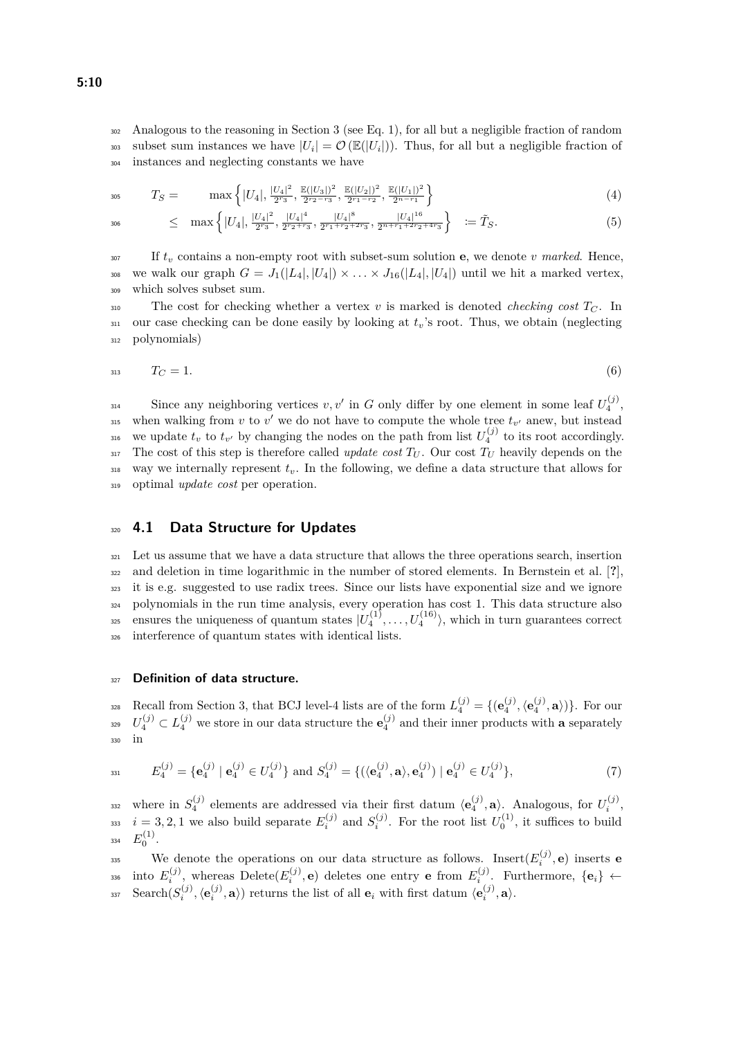Analogous to the reasoning in Section 3 (see Eq. 1), for all but a negligible fraction of random subset sum instances we have $|U_i| = \mathcal{O}(\mathbb{E}(|U_i|))$. Thus, for all but a negligible fraction of instances and neglecting constants we have

$$T_S = \max\left\{|U_4|, \frac{|U_4|^2}{2^{r_3}}, \frac{\mathbb{E}(|U_3|)^2}{2^{r_2-r_3}}, \frac{\mathbb{E}(|U_2|)^2}{2^{r_1-r_2}}, \frac{\mathbb{E}(|U_1|)^2}{2^{n-r_1}}\right\} \tag{4}$$

$$\leq \max\left\{|U_4|, \frac{|U_4|^2}{2^{r_3}}, \frac{|U_4|^4}{2^{r_2+r_3}}, \frac{|U_4|^8}{2^{r_1+r_2+2r_3}}, \frac{|U_4|^{16}}{2^{n+r_1+2r_2+4r_3}}\right\} := \tilde{T}_S. \tag{5}$$

If $t_v$ contains a non-empty root with subset-sum solution $\mathbf{e}$, we denote $v$ *marked*. Hence, we walk our graph $G = J_1(|L_4|, |U_4|) \times \ldots \times J_{16}(|L_4|, |U_4|)$ until we hit a marked vertex, which solves subset sum.

The cost for checking whether a vertex $v$ is marked is denoted *checking cost* $T_C$. In our case checking can be done easily by looking at $t_v$'s root. Thus, we obtain (neglecting polynomials)

$$T_C = 1. \tag{6}$$

Since any neighboring vertices $v, v'$ in $G$ only differ by one element in some leaf $U_4^{(j)}$, when walking from $v$ to $v'$ we do not have to compute the whole tree $t_{v'}$ anew, but instead we update $t_v$ to $t_{v'}$ by changing the nodes on the path from list $U_4^{(j)}$ to its root accordingly. The cost of this step is therefore called *update cost* $T_U$. Our cost $T_U$ heavily depends on the way we internally represent $t_v$. In the following, we define a data structure that allows for optimal *update cost* per operation.

## 4.1 Data Structure for Updates

Let us assume that we have a data structure that allows the three operations search, insertion and deletion in time logarithmic in the number of stored elements. In Bernstein et al. [?], it is e.g. suggested to use radix trees. Since our lists have exponential size and we ignore polynomials in the run time analysis, every operation has cost 1. This data structure also ensures the uniqueness of quantum states $|U_4^{(1)}, \ldots, U_4^{(16)}\rangle$, which in turn guarantees correct interference of quantum states with identical lists.

#### Definition of data structure.

Recall from Section 3, that BCJ level-4 lists are of the form $L_4^{(j)} = \{(\mathbf{e}_4^{(j)}, \langle \mathbf{e}_4^{(j)}, \mathbf{a}\rangle)\}$. For our $U_4^{(j)} \subset L_4^{(j)}$ we store in our data structure the $\mathbf{e}_4^{(j)}$ and their inner products with $\mathbf{a}$ separately in

$$E_4^{(j)} = \{\mathbf{e}_4^{(j)} \mid \mathbf{e}_4^{(j)} \in U_4^{(j)}\} \text{ and } S_4^{(j)} = \{(\langle \mathbf{e}_4^{(j)}, \mathbf{a}\rangle, \mathbf{e}_4^{(j)}) \mid \mathbf{e}_4^{(j)} \in U_4^{(j)}\}, \tag{7}$$

where in $S_4^{(j)}$ elements are addressed via their first datum $\langle \mathbf{e}_4^{(j)}, \mathbf{a}\rangle$. Analogous, for $U_i^{(j)}$, $i = 3, 2, 1$ we also build separate $E_i^{(j)}$ and $S_i^{(j)}$. For the root list $U_0^{(1)}$, it suffices to build $E_0^{(1)}$.

We denote the operations on our data structure as follows. Insert$(E_i^{(j)}, \mathbf{e})$ inserts $\mathbf{e}$ into $E_i^{(j)}$, whereas Delete$(E_i^{(j)}, \mathbf{e})$ deletes one entry $\mathbf{e}$ from $E_i^{(j)}$. Furthermore, $\{\mathbf{e}_i\} \leftarrow$ Search$(S_i^{(j)}, \langle \mathbf{e}_i^{(j)}, \mathbf{a}\rangle)$ returns the list of all $\mathbf{e}_i$ with first datum $\langle \mathbf{e}_i^{(j)}, \mathbf{a}\rangle$.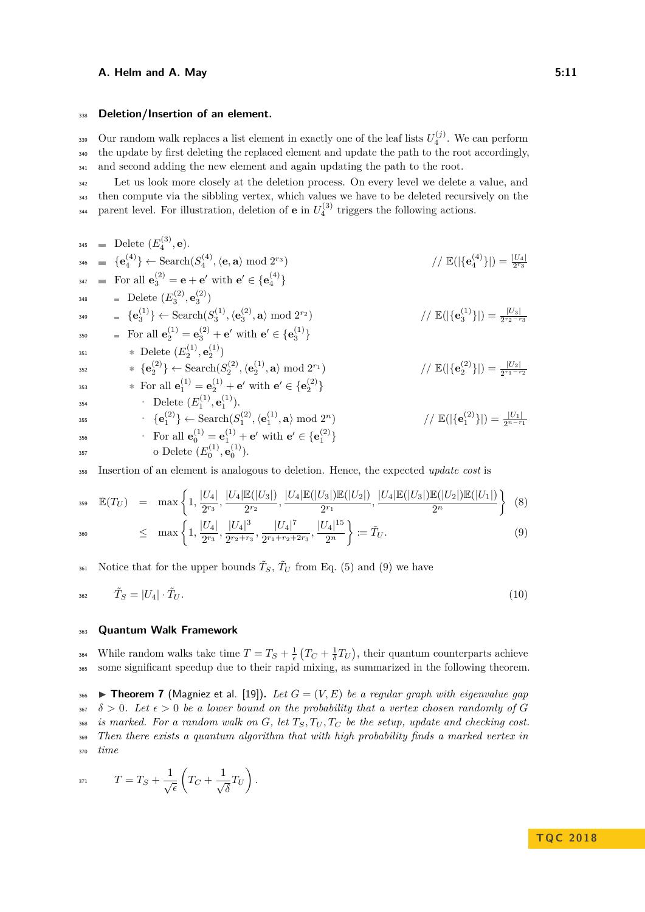### Deletion/Insertion of an element.

Our random walk replaces a list element in exactly one of the leaf lists $U_4^{(j)}$. We can perform the update by first deleting the replaced element and update the path to the root accordingly, and second adding the new element and again updating the path to the root.

Let us look more closely at the deletion process. On every level we delete a value, and then compute via the sibbling vertex, which values we have to be deleted recursively on the parent level. For illustration, deletion of $\mathbf{e}$ in $U_4^{(3)}$ triggers the following actions.

- Delete $(E_4^{(3)}, \mathbf{e})$.
- $\{\mathbf{e}_4^{(4)}\} \leftarrow \text{Search}(S_4^{(4)}, \langle \mathbf{e}, \mathbf{a}\rangle \bmod 2^{r_3})$ // $\mathbb{E}(|\{\mathbf{e}_4^{(4)}\}|) = \frac{|U_4|}{2^{r_3}}$
- For all $\mathbf{e}_3^{(2)} = \mathbf{e} + \mathbf{e}'$ with $\mathbf{e}' \in \{\mathbf{e}_4^{(4)}\}$
  - Delete $(E_3^{(2)}, \mathbf{e}_3^{(2)})$
  - $\{\mathbf{e}_3^{(1)}\} \leftarrow \text{Search}(S_3^{(1)}, \langle \mathbf{e}_3^{(2)}, \mathbf{a}\rangle \bmod 2^{r_2})$ // $\mathbb{E}(|\{\mathbf{e}_3^{(1)}\}|) = \frac{|U_3|}{2^{r_2 - r_3}}$
  - For all $\mathbf{e}_2^{(1)} = \mathbf{e}_3^{(2)} + \mathbf{e}'$ with $\mathbf{e}' \in \{\mathbf{e}_3^{(1)}\}$
    - Delete $(E_2^{(1)}, \mathbf{e}_2^{(1)})$
    - $\{\mathbf{e}_2^{(2)}\} \leftarrow \text{Search}(S_2^{(2)}, \langle \mathbf{e}_2^{(1)}, \mathbf{a}\rangle \bmod 2^{r_1})$ // $\mathbb{E}(|\{\mathbf{e}_2^{(2)}\}|) = \frac{|U_2|}{2^{r_1 - r_2}}$
    - For all $\mathbf{e}_1^{(1)} = \mathbf{e}_2^{(1)} + \mathbf{e}'$ with $\mathbf{e}' \in \{\mathbf{e}_2^{(2)}\}$
      - Delete $(E_1^{(1)}, \mathbf{e}_1^{(1)})$.
      - $\{\mathbf{e}_1^{(2)}\} \leftarrow \text{Search}(S_1^{(2)}, \langle \mathbf{e}_1^{(1)}, \mathbf{a}\rangle \bmod 2^{n})$ // $\mathbb{E}(|\{\mathbf{e}_1^{(2)}\}|) = \frac{|U_1|}{2^{n - r_1}}$
      - For all $\mathbf{e}_0^{(1)} = \mathbf{e}_1^{(1)} + \mathbf{e}'$ with $\mathbf{e}' \in \{\mathbf{e}_1^{(2)}\}$
        - o Delete $(E_0^{(1)}, \mathbf{e}_0^{(1)})$.

Insertion of an element is analogous to deletion. Hence, the expected *update cost* is

$$\mathbb{E}(T_U) = \max\left\{1, \frac{|U_4|}{2^{r_3}}, \frac{|U_4|\mathbb{E}(|U_3|)}{2^{r_2}}, \frac{|U_4|\mathbb{E}(|U_3|)\mathbb{E}(|U_2|)}{2^{r_1}}, \frac{|U_4|\mathbb{E}(|U_3|)\mathbb{E}(|U_2|)\mathbb{E}(|U_1|)}{2^{n}}\right\} \quad (8)$$

$$\leq \max\left\{1, \frac{|U_4|}{2^{r_3}}, \frac{|U_4|^3}{2^{r_2+r_3}}, \frac{|U_4|^7}{2^{r_1+r_2+2r_3}}, \frac{|U_4|^{15}}{2^{n}}\right\} := \tilde{T}_U. \quad (9)$$

Notice that for the upper bounds $\tilde{T}_S$, $\tilde{T}_U$ from Eq. (5) and (9) we have

$$\tilde{T}_S = |U_4| \cdot \tilde{T}_U. \quad (10)$$

### Quantum Walk Framework

While random walks take time $T = T_S + \frac{1}{\epsilon}\left(T_C + \frac{1}{\delta}T_U\right)$, their quantum counterparts achieve some significant speedup due to their rapid mixing, as summarized in the following theorem.

▶ **Theorem 7** (Magniez et al. [19]). *Let $G = (V, E)$ be a regular graph with eigenvalue gap $\delta > 0$. Let $\epsilon > 0$ be a lower bound on the probability that a vertex chosen randomly of $G$ is marked. For a random walk on $G$, let $T_S, T_U, T_C$ be the setup, update and checking cost. Then there exists a quantum algorithm that with high probability finds a marked vertex in time*

$$T = T_S + \frac{1}{\sqrt{\epsilon}}\left(T_C + \frac{1}{\sqrt{\delta}}T_U\right).$$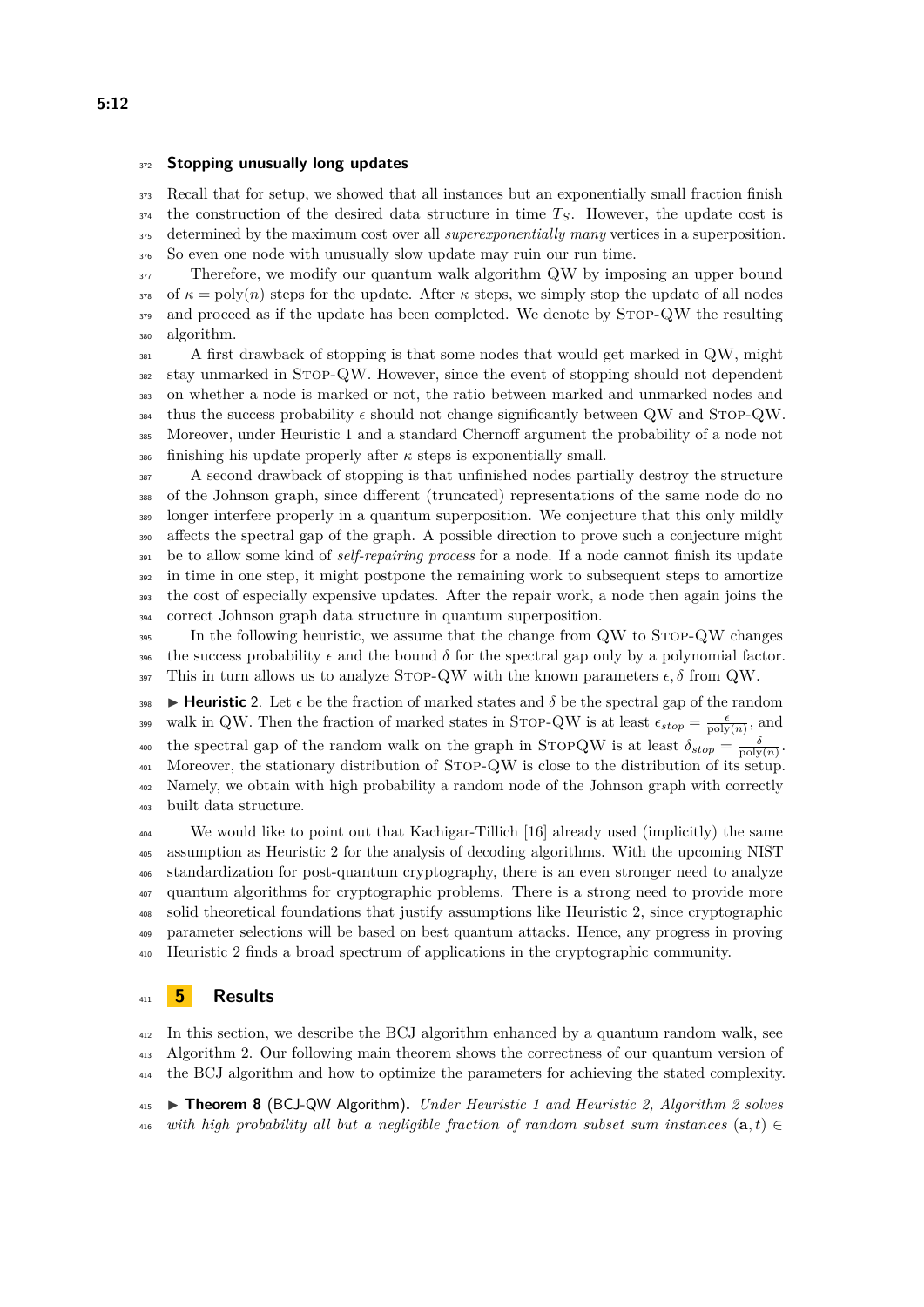### Stopping unusually long updates

Recall that for setup, we showed that all instances but an exponentially small fraction finish the construction of the desired data structure in time $T_S$. However, the update cost is determined by the maximum cost over all *superexponentially many* vertices in a superposition. So even one node with unusually slow update may ruin our run time.

Therefore, we modify our quantum walk algorithm QW by imposing an upper bound of $\kappa = \text{poly}(n)$ steps for the update. After $\kappa$ steps, we simply stop the update of all nodes and proceed as if the update has been completed. We denote by Stop-QW the resulting algorithm.

A first drawback of stopping is that some nodes that would get marked in QW, might stay unmarked in Stop-QW. However, since the event of stopping should not dependent on whether a node is marked or not, the ratio between marked and unmarked nodes and thus the success probability $\epsilon$ should not change significantly between QW and Stop-QW. Moreover, under Heuristic 1 and a standard Chernoff argument the probability of a node not finishing his update properly after $\kappa$ steps is exponentially small.

A second drawback of stopping is that unfinished nodes partially destroy the structure of the Johnson graph, since different (truncated) representations of the same node do no longer interfere properly in a quantum superposition. We conjecture that this only mildly affects the spectral gap of the graph. A possible direction to prove such a conjecture might be to allow some kind of *self-repairing process* for a node. If a node cannot finish its update in time in one step, it might postpone the remaining work to subsequent steps to amortize the cost of especially expensive updates. After the repair work, a node then again joins the correct Johnson graph data structure in quantum superposition.

In the following heuristic, we assume that the change from QW to Stop-QW changes the success probability $\epsilon$ and the bound $\delta$ for the spectral gap only by a polynomial factor. This in turn allows us to analyze Stop-QW with the known parameters $\epsilon, \delta$ from QW.

▶ **Heuristic 2.** Let $\epsilon$ be the fraction of marked states and $\delta$ be the spectral gap of the random walk in QW. Then the fraction of marked states in Stop-QW is at least $\epsilon_{stop} = \frac{\epsilon}{\text{poly}(n)}$, and the spectral gap of the random walk on the graph in StopQW is at least $\delta_{stop} = \frac{\delta}{\text{poly}(n)}$. Moreover, the stationary distribution of Stop-QW is close to the distribution of its setup. Namely, we obtain with high probability a random node of the Johnson graph with correctly built data structure.

We would like to point out that Kachigar-Tillich [16] already used (implicitly) the same assumption as Heuristic 2 for the analysis of decoding algorithms. With the upcoming NIST standardization for post-quantum cryptography, there is an even stronger need to analyze quantum algorithms for cryptographic problems. There is a strong need to provide more solid theoretical foundations that justify assumptions like Heuristic 2, since cryptographic parameter selections will be based on best quantum attacks. Hence, any progress in proving Heuristic 2 finds a broad spectrum of applications in the cryptographic community.

## 5 Results

In this section, we describe the BCJ algorithm enhanced by a quantum random walk, see Algorithm 2. Our following main theorem shows the correctness of our quantum version of the BCJ algorithm and how to optimize the parameters for achieving the stated complexity.

▶ **Theorem 8** (BCJ-QW Algorithm)**.** *Under Heuristic 1 and Heuristic 2, Algorithm 2 solves with high probability all but a negligible fraction of random subset sum instances* $(\mathbf{a}, t) \in$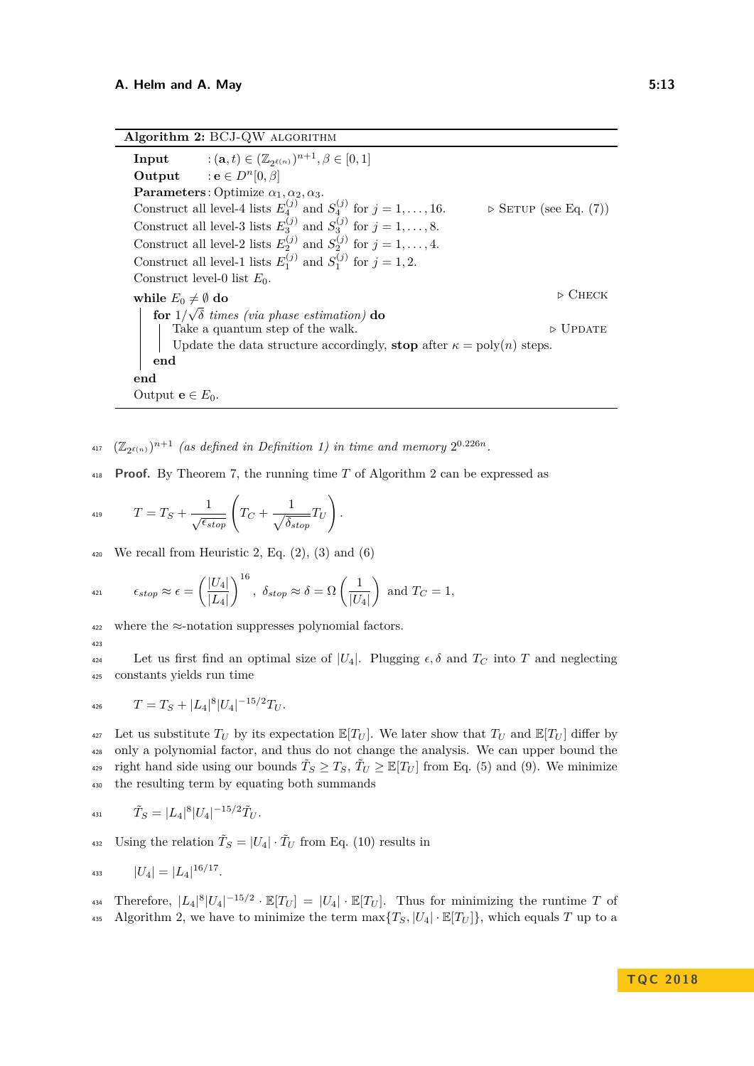**Algorithm 2:** BCJ-QW ALGORITHM

```
Input      : (a, t) ∈ (Z_{2^{ℓ(n)}})^{n+1}, β ∈ [0, 1]
Output     : e ∈ D^n[0, β]
Parameters : Optimize α1, α2, α3.
Construct all level-4 lists E_4^(j) and S_4^(j) for j = 1, ..., 16.     ▷ SETUP (see Eq. (7))
Construct all level-3 lists E_3^(j) and S_3^(j) for j = 1, ..., 8.
Construct all level-2 lists E_2^(j) and S_2^(j) for j = 1, ..., 4.
Construct all level-1 lists E_1^(j) and S_1^(j) for j = 1, 2.
Construct level-0 list E_0.
while E_0 ≠ ∅ do                                                        ▷ CHECK
    for 1/√δ times (via phase estimation) do
        Take a quantum step of the walk.                                ▷ UPDATE
        Update the data structure accordingly, stop after κ = poly(n) steps.
    end
end
Output e ∈ E_0.
```

$(\mathbb{Z}_{2^{\ell(n)}})^{n+1}$ *(as defined in Definition 1) in time and memory* $2^{0.226n}$.

**Proof.** By Theorem 7, the running time $T$ of Algorithm 2 can be expressed as

$$T = T_S + \frac{1}{\sqrt{\epsilon_{stop}}}\left(T_C + \frac{1}{\sqrt{\delta_{stop}}}T_U\right).$$

We recall from Heuristic 2, Eq. (2), (3) and (6)

$$\epsilon_{stop} \approx \epsilon = \left(\frac{|U_4|}{|L_4|}\right)^{16}, \quad \delta_{stop} \approx \delta = \Omega\left(\frac{1}{|U_4|}\right) \text{ and } T_C = 1,$$

where the $\approx$-notation suppresses polynomial factors.

Let us first find an optimal size of $|U_4|$. Plugging $\epsilon, \delta$ and $T_C$ into $T$ and neglecting constants yields run time

$$T = T_S + |L_4|^8 |U_4|^{-15/2} T_U.$$

Let us substitute $T_U$ by its expectation $\mathbb{E}[T_U]$. We later show that $T_U$ and $\mathbb{E}[T_U]$ differ by only a polynomial factor, and thus do not change the analysis. We can upper bound the right hand side using our bounds $\tilde{T}_S \geq T_S$, $\tilde{T}_U \geq \mathbb{E}[T_U]$ from Eq. (5) and (9). We minimize the resulting term by equating both summands

$$\tilde{T}_S = |L_4|^8 |U_4|^{-15/2} \tilde{T}_U.$$

Using the relation $\tilde{T}_S = |U_4| \cdot \tilde{T}_U$ from Eq. (10) results in

$$|U_4| = |L_4|^{16/17}.$$

Therefore, $|L_4|^8 |U_4|^{-15/2} \cdot \mathbb{E}[T_U] = |U_4| \cdot \mathbb{E}[T_U]$. Thus for minimizing the runtime $T$ of Algorithm 2, we have to minimize the term $\max\{T_S, |U_4| \cdot \mathbb{E}[T_U]\}$, which equals $T$ up to a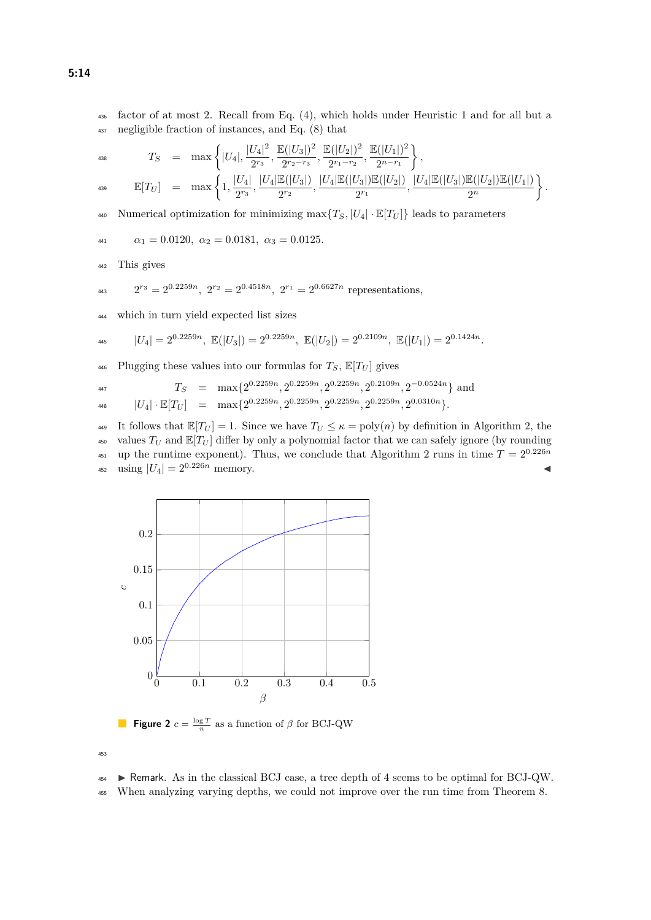factor of at most 2. Recall from Eq. (4), which holds under Heuristic 1 and for all but a negligible fraction of instances, and Eq. (8) that

$$T_S = \max\left\{|U_4|, \frac{|U_4|^2}{2^{r_3}}, \frac{\mathbb{E}(|U_3|)^2}{2^{r_2-r_3}}, \frac{\mathbb{E}(|U_2|)^2}{2^{r_1-r_2}}, \frac{\mathbb{E}(|U_1|)^2}{2^{n-r_1}}\right\},$$

$$\mathbb{E}[T_U] = \max\left\{1, \frac{|U_4|}{2^{r_3}}, \frac{|U_4|\mathbb{E}(|U_3|)}{2^{r_2}}, \frac{|U_4|\mathbb{E}(|U_3|)\mathbb{E}(|U_2|)}{2^{r_1}}, \frac{|U_4|\mathbb{E}(|U_3|)\mathbb{E}(|U_2|)\mathbb{E}(|U_1|)}{2^{n}}\right\}.$$

Numerical optimization for minimizing $\max\{T_S, |U_4| \cdot \mathbb{E}[T_U]\}$ leads to parameters

$$\alpha_1 = 0.0120,\ \alpha_2 = 0.0181,\ \alpha_3 = 0.0125.$$

This gives

$$2^{r_3} = 2^{0.2259n},\ 2^{r_2} = 2^{0.4518n},\ 2^{r_1} = 2^{0.6627n} \text{ representations,}$$

which in turn yield expected list sizes

$$|U_4| = 2^{0.2259n},\ \mathbb{E}(|U_3|) = 2^{0.2259n},\ \mathbb{E}(|U_2|) = 2^{0.2109n},\ \mathbb{E}(|U_1|) = 2^{0.1424n}.$$

Plugging these values into our formulas for $T_S$, $\mathbb{E}[T_U]$ gives

$$T_S = \max\{2^{0.2259n}, 2^{0.2259n}, 2^{0.2259n}, 2^{0.2109n}, 2^{-0.0524n}\} \text{ and}$$

$$|U_4| \cdot \mathbb{E}[T_U] = \max\{2^{0.2259n}, 2^{0.2259n}, 2^{0.2259n}, 2^{0.2259n}, 2^{0.0310n}\}.$$

It follows that $\mathbb{E}[T_U] = 1$. Since we have $T_U \leq \kappa = \text{poly}(n)$ by definition in Algorithm 2, the values $T_U$ and $\mathbb{E}[T_U]$ differ by only a polynomial factor that we can safely ignore (by rounding up the runtime exponent). Thus, we conclude that Algorithm 2 runs in time $T = 2^{0.226n}$ using $|U_4| = 2^{0.226n}$ memory. ◀

**Figure 2** $c = \frac{\log T}{n}$ as a function of $\beta$ for BCJ-QW

▶ Remark. As in the classical BCJ case, a tree depth of 4 seems to be optimal for BCJ-QW. When analyzing varying depths, we could not improve over the run time from Theorem 8.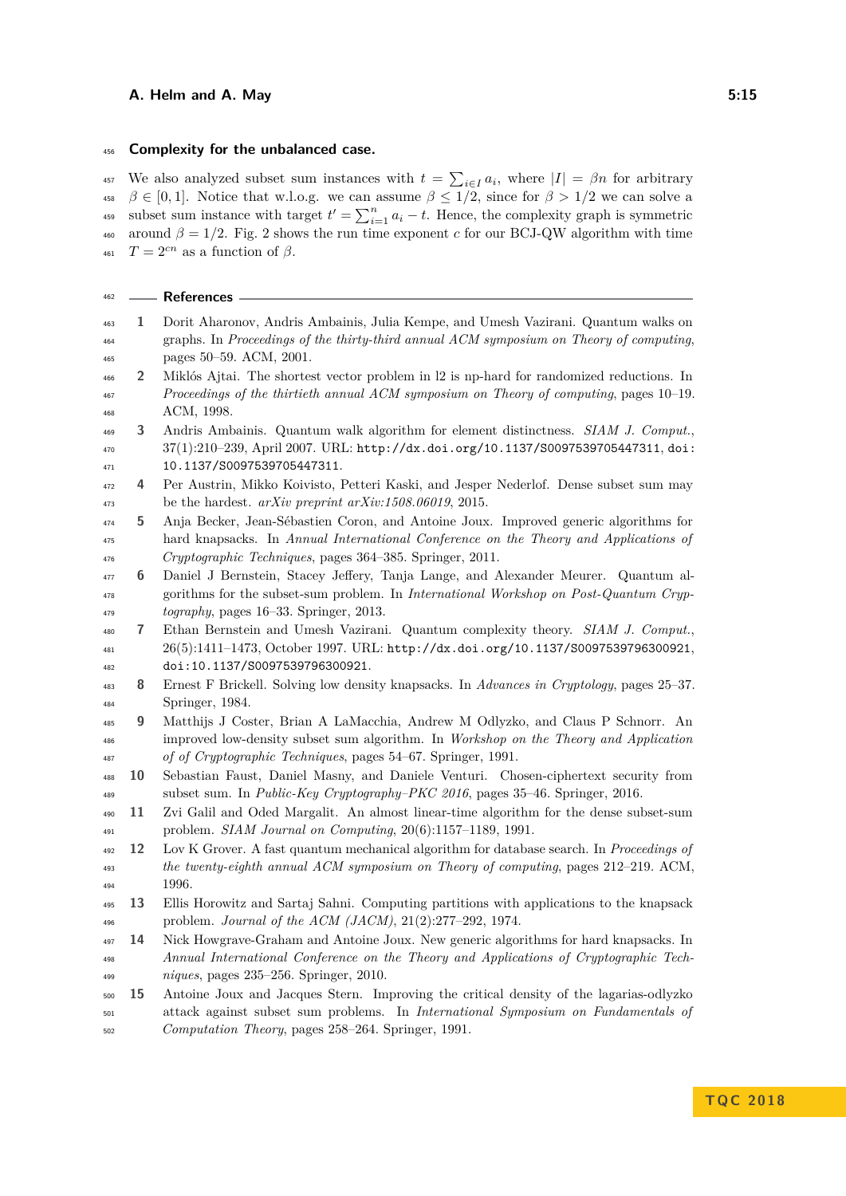### Complexity for the unbalanced case.

We also analyzed subset sum instances with $t = \sum_{i \in I} a_i$, where $|I| = \beta n$ for arbitrary $\beta \in [0, 1]$. Notice that w.l.o.g. we can assume $\beta \leq 1/2$, since for $\beta > 1/2$ we can solve a subset sum instance with target $t' = \sum_{i=1}^{n} a_i - t$. Hence, the complexity graph is symmetric around $\beta = 1/2$. Fig. 2 shows the run time exponent $c$ for our BCJ-QW algorithm with time $T = 2^{cn}$ as a function of $\beta$.

## References

1. Dorit Aharonov, Andris Ambainis, Julia Kempe, and Umesh Vazirani. Quantum walks on graphs. In *Proceedings of the thirty-third annual ACM symposium on Theory of computing*, pages 50–59. ACM, 2001.
2. Miklós Ajtai. The shortest vector problem in l2 is np-hard for randomized reductions. In *Proceedings of the thirtieth annual ACM symposium on Theory of computing*, pages 10–19. ACM, 1998.
3. Andris Ambainis. Quantum walk algorithm for element distinctness. *SIAM J. Comput.*, 37(1):210–239, April 2007. URL: `http://dx.doi.org/10.1137/S0097539705447311`, `doi:10.1137/S0097539705447311`.
4. Per Austrin, Mikko Koivisto, Petteri Kaski, and Jesper Nederlof. Dense subset sum may be the hardest. *arXiv preprint arXiv:1508.06019*, 2015.
5. Anja Becker, Jean-Sébastien Coron, and Antoine Joux. Improved generic algorithms for hard knapsacks. In *Annual International Conference on the Theory and Applications of Cryptographic Techniques*, pages 364–385. Springer, 2011.
6. Daniel J Bernstein, Stacey Jeffery, Tanja Lange, and Alexander Meurer. Quantum algorithms for the subset-sum problem. In *International Workshop on Post-Quantum Cryptography*, pages 16–33. Springer, 2013.
7. Ethan Bernstein and Umesh Vazirani. Quantum complexity theory. *SIAM J. Comput.*, 26(5):1411–1473, October 1997. URL: `http://dx.doi.org/10.1137/S0097539796300921`, `doi:10.1137/S0097539796300921`.
8. Ernest F Brickell. Solving low density knapsacks. In *Advances in Cryptology*, pages 25–37. Springer, 1984.
9. Matthijs J Coster, Brian A LaMacchia, Andrew M Odlyzko, and Claus P Schnorr. An improved low-density subset sum algorithm. In *Workshop on the Theory and Application of of Cryptographic Techniques*, pages 54–67. Springer, 1991.
10. Sebastian Faust, Daniel Masny, and Daniele Venturi. Chosen-ciphertext security from subset sum. In *Public-Key Cryptography–PKC 2016*, pages 35–46. Springer, 2016.
11. Zvi Galil and Oded Margalit. An almost linear-time algorithm for the dense subset-sum problem. *SIAM Journal on Computing*, 20(6):1157–1189, 1991.
12. Lov K Grover. A fast quantum mechanical algorithm for database search. In *Proceedings of the twenty-eighth annual ACM symposium on Theory of computing*, pages 212–219. ACM, 1996.
13. Ellis Horowitz and Sartaj Sahni. Computing partitions with applications to the knapsack problem. *Journal of the ACM (JACM)*, 21(2):277–292, 1974.
14. Nick Howgrave-Graham and Antoine Joux. New generic algorithms for hard knapsacks. In *Annual International Conference on the Theory and Applications of Cryptographic Techniques*, pages 235–256. Springer, 2010.
15. Antoine Joux and Jacques Stern. Improving the critical density of the lagarias-odlyzko attack against subset sum problems. In *International Symposium on Fundamentals of Computation Theory*, pages 258–264. Springer, 1991.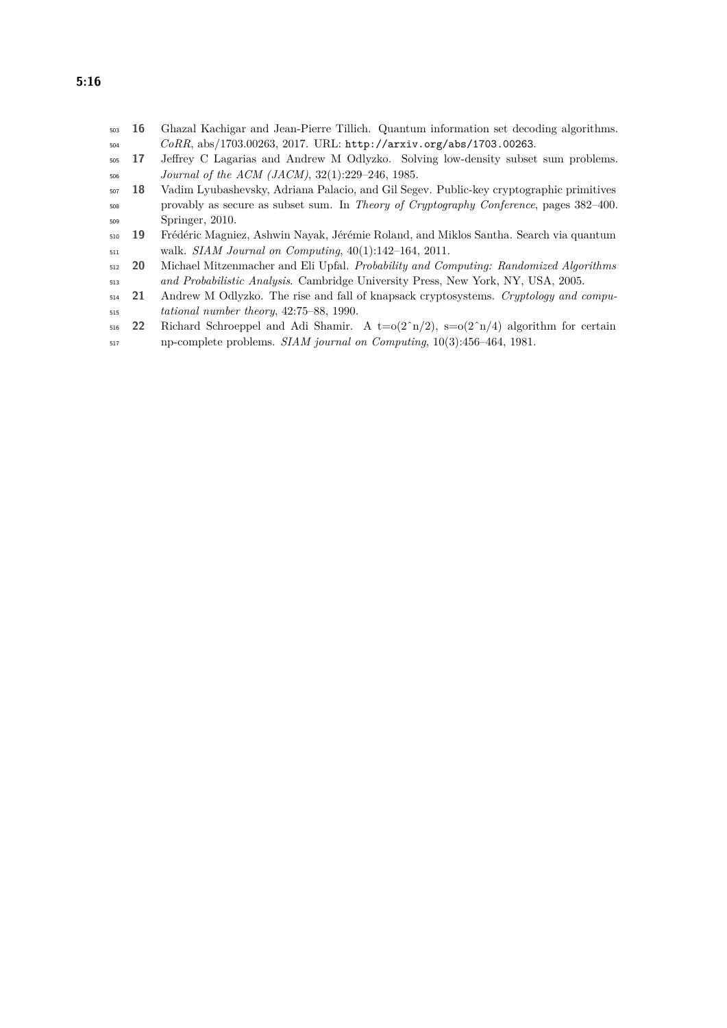16 Ghazal Kachigar and Jean-Pierre Tillich. Quantum information set decoding algorithms. *CoRR*, abs/1703.00263, 2017. URL: http://arxiv.org/abs/1703.00263.

17 Jeffrey C Lagarias and Andrew M Odlyzko. Solving low-density subset sum problems. *Journal of the ACM (JACM)*, 32(1):229–246, 1985.

18 Vadim Lyubashevsky, Adriana Palacio, and Gil Segev. Public-key cryptographic primitives provably as secure as subset sum. In *Theory of Cryptography Conference*, pages 382–400. Springer, 2010.

19 Frédéric Magniez, Ashwin Nayak, Jérémie Roland, and Miklos Santha. Search via quantum walk. *SIAM Journal on Computing*, 40(1):142–164, 2011.

20 Michael Mitzenmacher and Eli Upfal. *Probability and Computing: Randomized Algorithms and Probabilistic Analysis*. Cambridge University Press, New York, NY, USA, 2005.

21 Andrew M Odlyzko. The rise and fall of knapsack cryptosystems. *Cryptology and computational number theory*, 42:75–88, 1990.

22 Richard Schroeppel and Adi Shamir. A t=o(2ˆn/2), s=o(2ˆn/4) algorithm for certain np-complete problems. *SIAM journal on Computing*, 10(3):456–464, 1981.